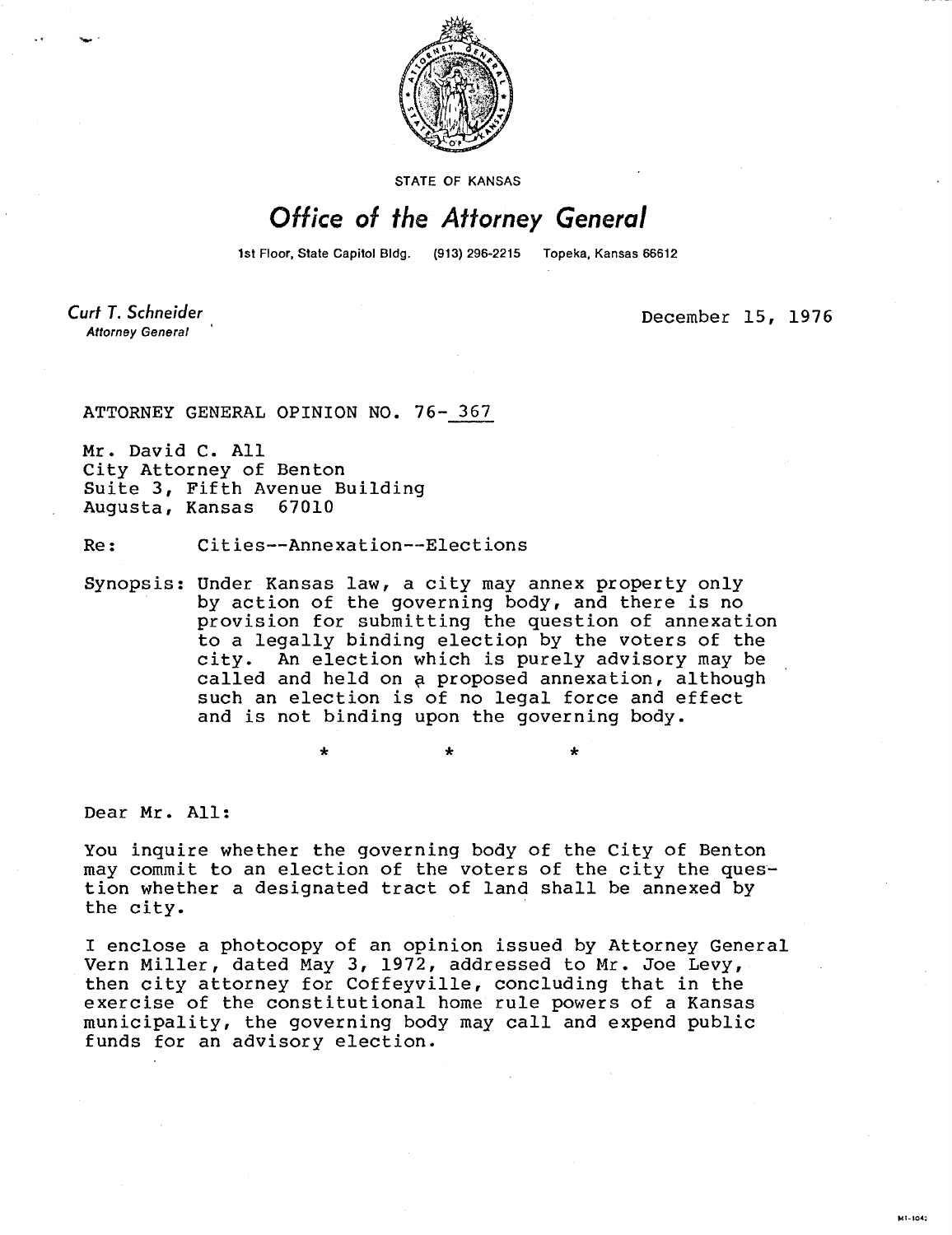STATE OF KANSAS

# *Office of the Attorney General*

1st Floor, State Capitol Bldg. (913) 296-2215 Topeka, Kansas 66612

*Curt T. Schneider*
Attorney General

December 15, 1976

ATTORNEY GENERAL OPINION NO. 76-367

Mr. David C. All
City Attorney of Benton
Suite 3, Fifth Avenue Building
Augusta, Kansas 67010

Re: Cities--Annexation--Elections

Synopsis: Under Kansas law, a city may annex property only by action of the governing body, and there is no provision for submitting the question of annexation to a legally binding election by the voters of the city. An election which is purely advisory may be called and held on a proposed annexation, although such an election is of no legal force and effect and is not binding upon the governing body.

\* \* \*

Dear Mr. All:

You inquire whether the governing body of the City of Benton may commit to an election of the voters of the city the question whether a designated tract of land shall be annexed by the city.

I enclose a photocopy of an opinion issued by Attorney General Vern Miller, dated May 3, 1972, addressed to Mr. Joe Levy, then city attorney for Coffeyville, concluding that in the exercise of the constitutional home rule powers of a Kansas municipality, the governing body may call and expend public funds for an advisory election.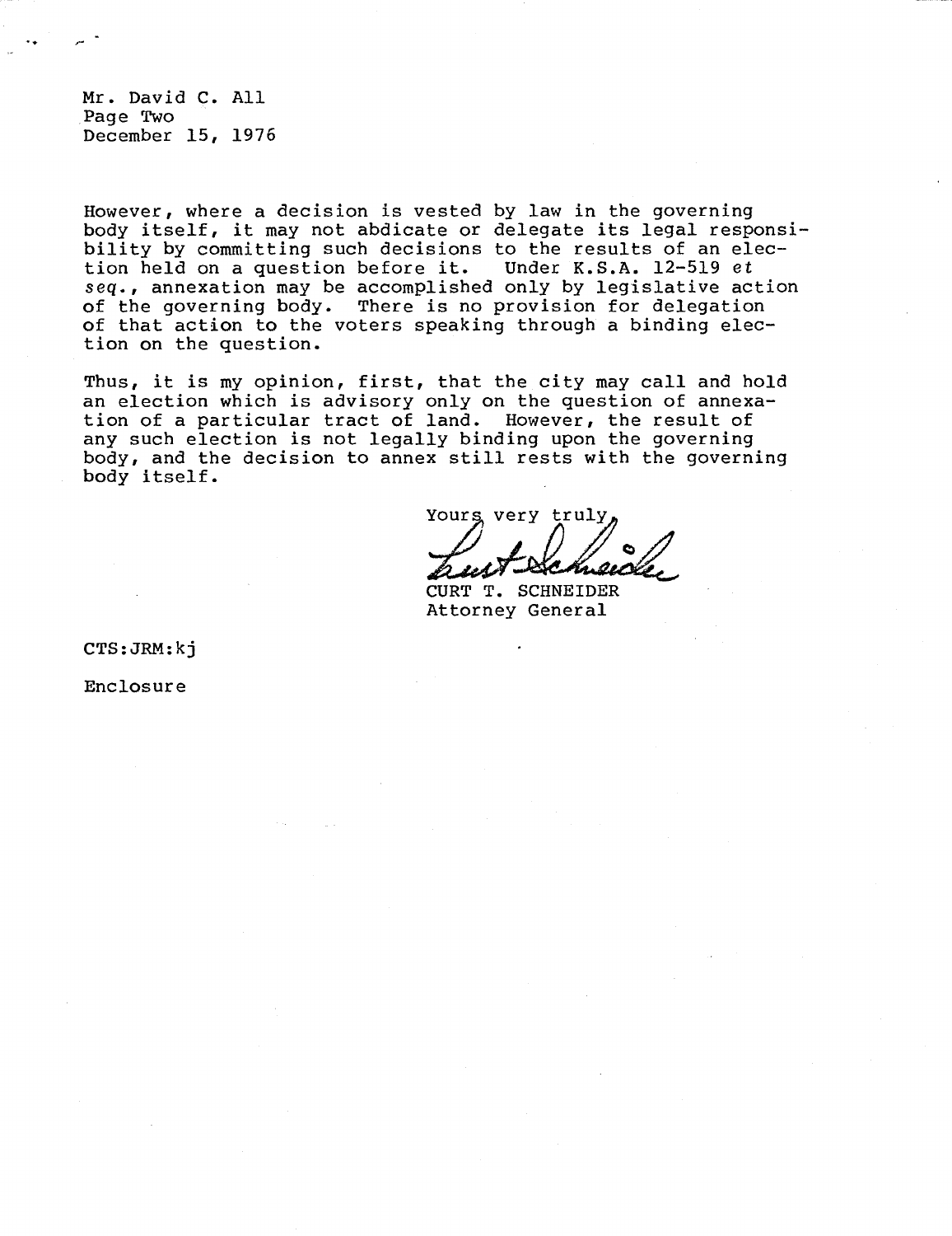However, where a decision is vested by law in the governing body itself, it may not abdicate or delegate its legal responsibility by committing such decisions to the results of an election held on a question before it. Under K.S.A. 12-519 *et seq.*, annexation may be accomplished only by legislative action of the governing body. There is no provision for delegation of that action to the voters speaking through a binding election on the question.

Thus, it is my opinion, first, that the city may call and hold an election which is advisory only on the question of annexation of a particular tract of land. However, the result of any such election is not legally binding upon the governing body, and the decision to annex still rests with the governing body itself.

Yours very truly,

CURT T. SCHNEIDER
Attorney General

CTS:JRM:kj

Enclosure